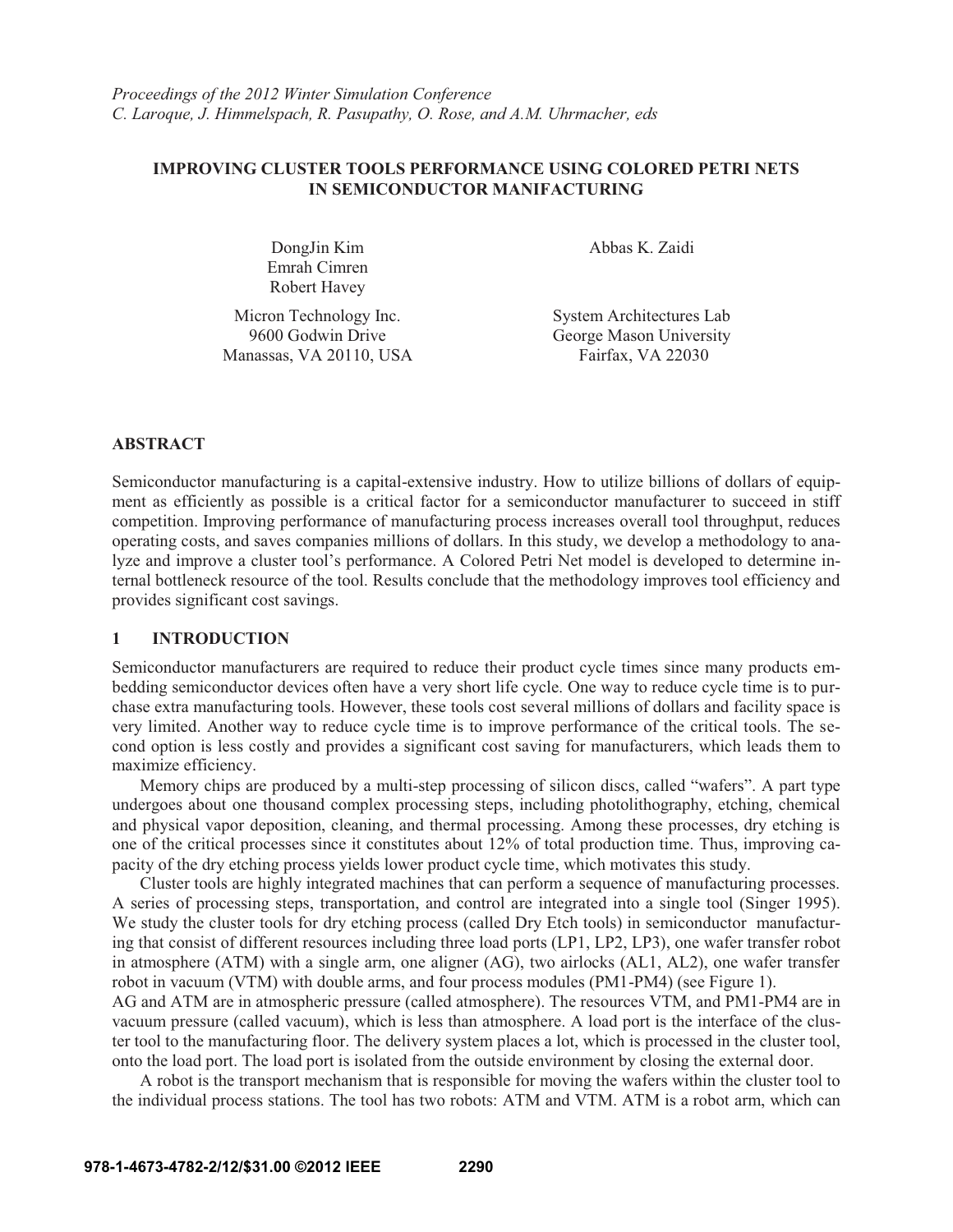*Proceedings of the 2012 Winter Simulation Conference*
*C. Laroque, J. Himmelspach, R. Pasupathy, O. Rose, and A.M. Uhrmacher, eds*

# IMPROVING CLUSTER TOOLS PERFORMANCE USING COLORED PETRI NETS IN SEMICONDUCTOR MANUFACTURING

DongJin Kim
Emrah Cimren
Robert Havey

Micron Technology Inc.
9600 Godwin Drive
Manassas, VA 20110, USA

Abbas K. Zaidi

System Architectures Lab
George Mason University
Fairfax, VA 22030

## ABSTRACT

Semiconductor manufacturing is a capital-extensive industry. How to utilize billions of dollars of equipment as efficiently as possible is a critical factor for a semiconductor manufacturer to succeed in stiff competition. Improving performance of manufacturing process increases overall tool throughput, reduces operating costs, and saves companies millions of dollars. In this study, we develop a methodology to analyze and improve a cluster tool's performance. A Colored Petri Net model is developed to determine internal bottleneck resource of the tool. Results conclude that the methodology improves tool efficiency and provides significant cost savings.

## 1 INTRODUCTION

Semiconductor manufacturers are required to reduce their product cycle times since many products embedding semiconductor devices often have a very short life cycle. One way to reduce cycle time is to purchase extra manufacturing tools. However, these tools cost several millions of dollars and facility space is very limited. Another way to reduce cycle time is to improve performance of the critical tools. The second option is less costly and provides a significant cost saving for manufacturers, which leads them to maximize efficiency.

Memory chips are produced by a multi-step processing of silicon discs, called "wafers". A part type undergoes about one thousand complex processing steps, including photolithography, etching, chemical and physical vapor deposition, cleaning, and thermal processing. Among these processes, dry etching is one of the critical processes since it constitutes about 12% of total production time. Thus, improving capacity of the dry etching process yields lower product cycle time, which motivates this study.

Cluster tools are highly integrated machines that can perform a sequence of manufacturing processes. A series of processing steps, transportation, and control are integrated into a single tool (Singer 1995). We study the cluster tools for dry etching process (called Dry Etch tools) in semiconductor manufacturing that consist of different resources including three load ports (LP1, LP2, LP3), one wafer transfer robot in atmosphere (ATM) with a single arm, one aligner (AG), two airlocks (AL1, AL2), one wafer transfer robot in vacuum (VTM) with double arms, and four process modules (PM1-PM4) (see Figure 1).

AG and ATM are in atmospheric pressure (called atmosphere). The resources VTM, and PM1-PM4 are in vacuum pressure (called vacuum), which is less than atmosphere. A load port is the interface of the cluster tool to the manufacturing floor. The delivery system places a lot, which is processed in the cluster tool, onto the load port. The load port is isolated from the outside environment by closing the external door.

A robot is the transport mechanism that is responsible for moving the wafers within the cluster tool to the individual process stations. The tool has two robots: ATM and VTM. ATM is a robot arm, which can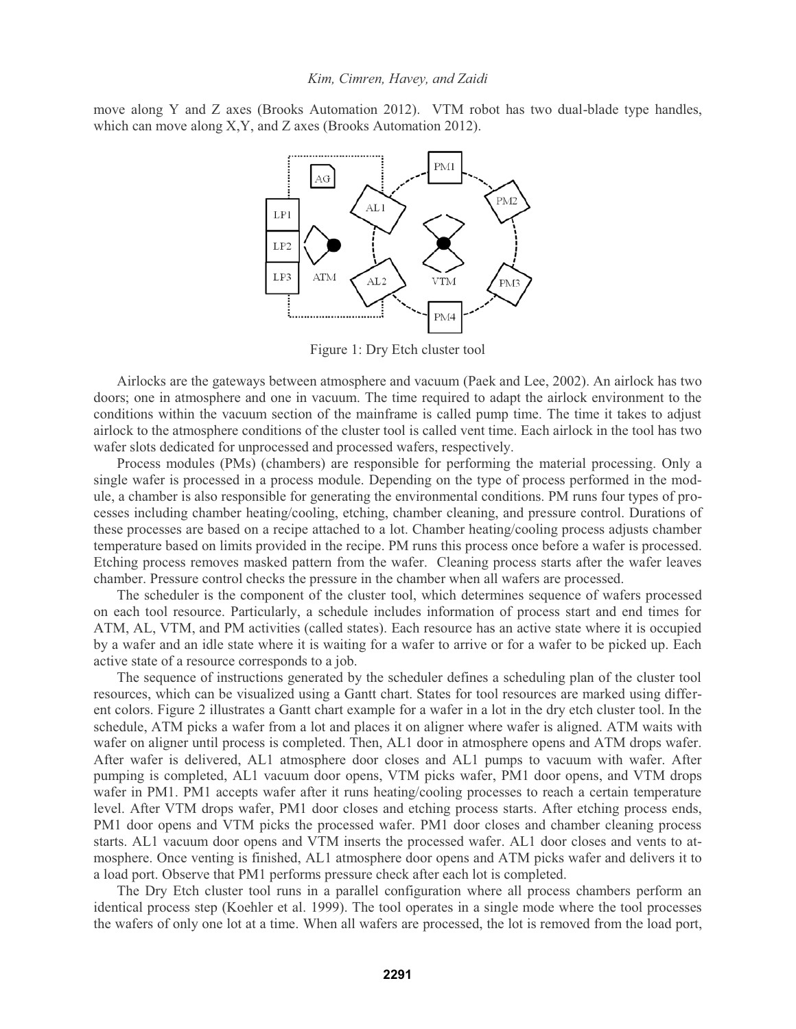move along Y and Z axes (Brooks Automation 2012). VTM robot has two dual-blade type handles, which can move along X,Y, and Z axes (Brooks Automation 2012).

Figure 1: Dry Etch cluster tool

Airlocks are the gateways between atmosphere and vacuum (Paek and Lee, 2002). An airlock has two doors; one in atmosphere and one in vacuum. The time required to adapt the airlock environment to the conditions within the vacuum section of the mainframe is called pump time. The time it takes to adjust airlock to the atmosphere conditions of the cluster tool is called vent time. Each airlock in the tool has two wafer slots dedicated for unprocessed and processed wafers, respectively.

Process modules (PMs) (chambers) are responsible for performing the material processing. Only a single wafer is processed in a process module. Depending on the type of process performed in the module, a chamber is also responsible for generating the environmental conditions. PM runs four types of processes including chamber heating/cooling, etching, chamber cleaning, and pressure control. Durations of these processes are based on a recipe attached to a lot. Chamber heating/cooling process adjusts chamber temperature based on limits provided in the recipe. PM runs this process once before a wafer is processed. Etching process removes masked pattern from the wafer. Cleaning process starts after the wafer leaves chamber. Pressure control checks the pressure in the chamber when all wafers are processed.

The scheduler is the component of the cluster tool, which determines sequence of wafers processed on each tool resource. Particularly, a schedule includes information of process start and end times for ATM, AL, VTM, and PM activities (called states). Each resource has an active state where it is occupied by a wafer and an idle state where it is waiting for a wafer to arrive or for a wafer to be picked up. Each active state of a resource corresponds to a job.

The sequence of instructions generated by the scheduler defines a scheduling plan of the cluster tool resources, which can be visualized using a Gantt chart. States for tool resources are marked using different colors. Figure 2 illustrates a Gantt chart example for a wafer in a lot in the dry etch cluster tool. In the schedule, ATM picks a wafer from a lot and places it on aligner where wafer is aligned. ATM waits with wafer on aligner until process is completed. Then, AL1 door in atmosphere opens and ATM drops wafer. After wafer is delivered, AL1 atmosphere door closes and AL1 pumps to vacuum with wafer. After pumping is completed, AL1 vacuum door opens, VTM picks wafer, PM1 door opens, and VTM drops wafer in PM1. PM1 accepts wafer after it runs heating/cooling processes to reach a certain temperature level. After VTM drops wafer, PM1 door closes and etching process starts. After etching process ends, PM1 door opens and VTM picks the processed wafer. PM1 door closes and chamber cleaning process starts. AL1 vacuum door opens and VTM inserts the processed wafer. AL1 door closes and vents to atmosphere. Once venting is finished, AL1 atmosphere door opens and ATM picks wafer and delivers it to a load port. Observe that PM1 performs pressure check after each lot is completed.

The Dry Etch cluster tool runs in a parallel configuration where all process chambers perform an identical process step (Koehler et al. 1999). The tool operates in a single mode where the tool processes the wafers of only one lot at a time. When all wafers are processed, the lot is removed from the load port,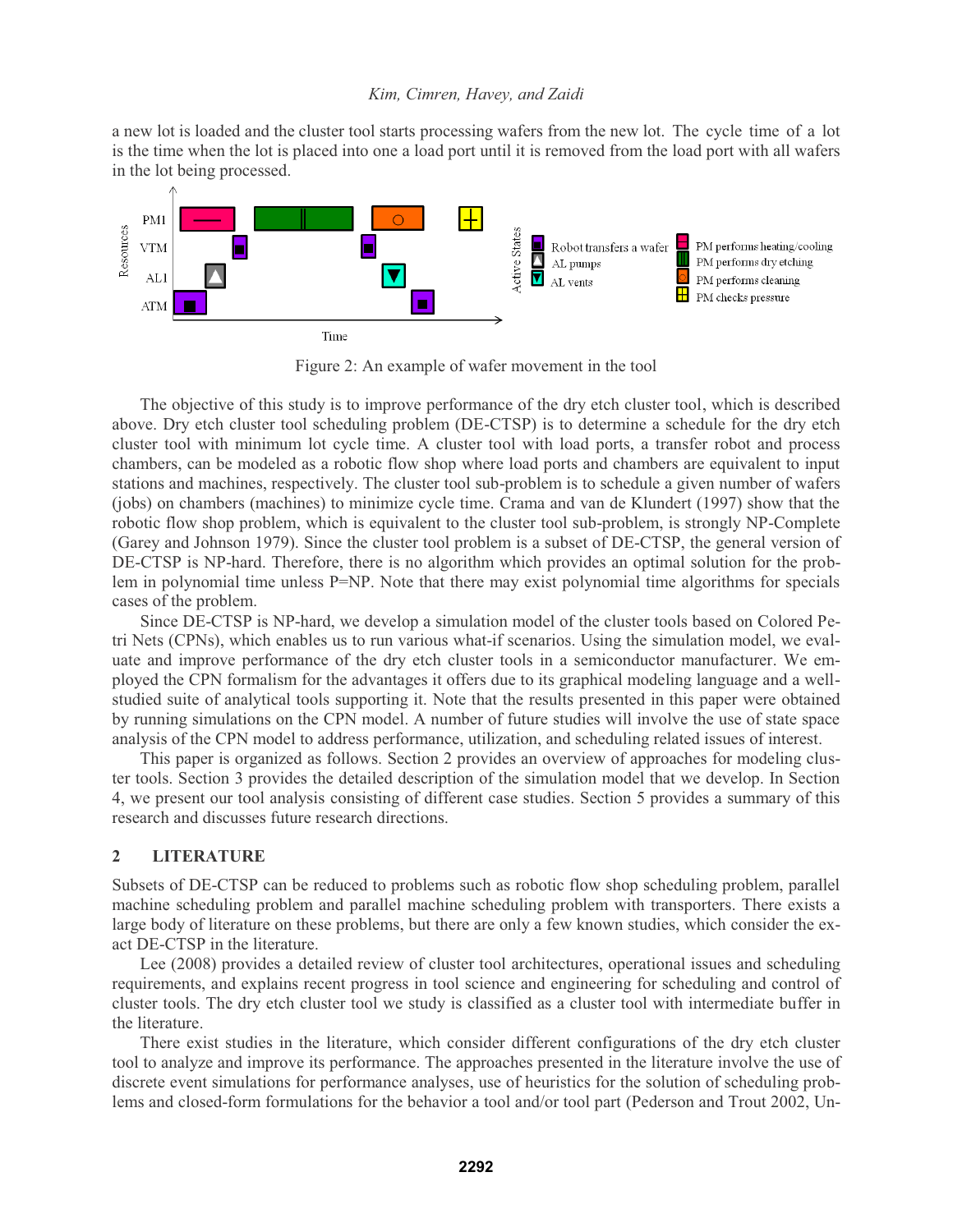a new lot is loaded and the cluster tool starts processing wafers from the new lot. The cycle time of a lot is the time when the lot is placed into one a load port until it is removed from the load port with all wafers in the lot being processed.

Resources
PM1
VTM
AL1
ATM
Time

Active States
Robot transfers a wafer
AL pumps
AL vents
PM performs heating/cooling
PM performs dry etching
PM performs cleaning
PM checks pressure

Figure 2: An example of wafer movement in the tool

The objective of this study is to improve performance of the dry etch cluster tool, which is described above. Dry etch cluster tool scheduling problem (DE-CTSP) is to determine a schedule for the dry etch cluster tool with minimum lot cycle time. A cluster tool with load ports, a transfer robot and process chambers, can be modeled as a robotic flow shop where load ports and chambers are equivalent to input stations and machines, respectively. The cluster tool sub-problem is to schedule a given number of wafers (jobs) on chambers (machines) to minimize cycle time. Crama and van de Klundert (1997) show that the robotic flow shop problem, which is equivalent to the cluster tool sub-problem, is strongly NP-Complete (Garey and Johnson 1979). Since the cluster tool problem is a subset of DE-CTSP, the general version of DE-CTSP is NP-hard. Therefore, there is no algorithm which provides an optimal solution for the problem in polynomial time unless P=NP. Note that there may exist polynomial time algorithms for specials cases of the problem.

Since DE-CTSP is NP-hard, we develop a simulation model of the cluster tools based on Colored Petri Nets (CPNs), which enables us to run various what-if scenarios. Using the simulation model, we evaluate and improve performance of the dry etch cluster tools in a semiconductor manufacturer. We employed the CPN formalism for the advantages it offers due to its graphical modeling language and a well-studied suite of analytical tools supporting it. Note that the results presented in this paper were obtained by running simulations on the CPN model. A number of future studies will involve the use of state space analysis of the CPN model to address performance, utilization, and scheduling related issues of interest.

This paper is organized as follows. Section 2 provides an overview of approaches for modeling cluster tools. Section 3 provides the detailed description of the simulation model that we develop. In Section 4, we present our tool analysis consisting of different case studies. Section 5 provides a summary of this research and discusses future research directions.

## 2 LITERATURE

Subsets of DE-CTSP can be reduced to problems such as robotic flow shop scheduling problem, parallel machine scheduling problem and parallel machine scheduling problem with transporters. There exists a large body of literature on these problems, but there are only a few known studies, which consider the exact DE-CTSP in the literature.

Lee (2008) provides a detailed review of cluster tool architectures, operational issues and scheduling requirements, and explains recent progress in tool science and engineering for scheduling and control of cluster tools. The dry etch cluster tool we study is classified as a cluster tool with intermediate buffer in the literature.

There exist studies in the literature, which consider different configurations of the dry etch cluster tool to analyze and improve its performance. The approaches presented in the literature involve the use of discrete event simulations for performance analyses, use of heuristics for the solution of scheduling problems and closed-form formulations for the behavior a tool and/or tool part (Pederson and Trout 2002, Un-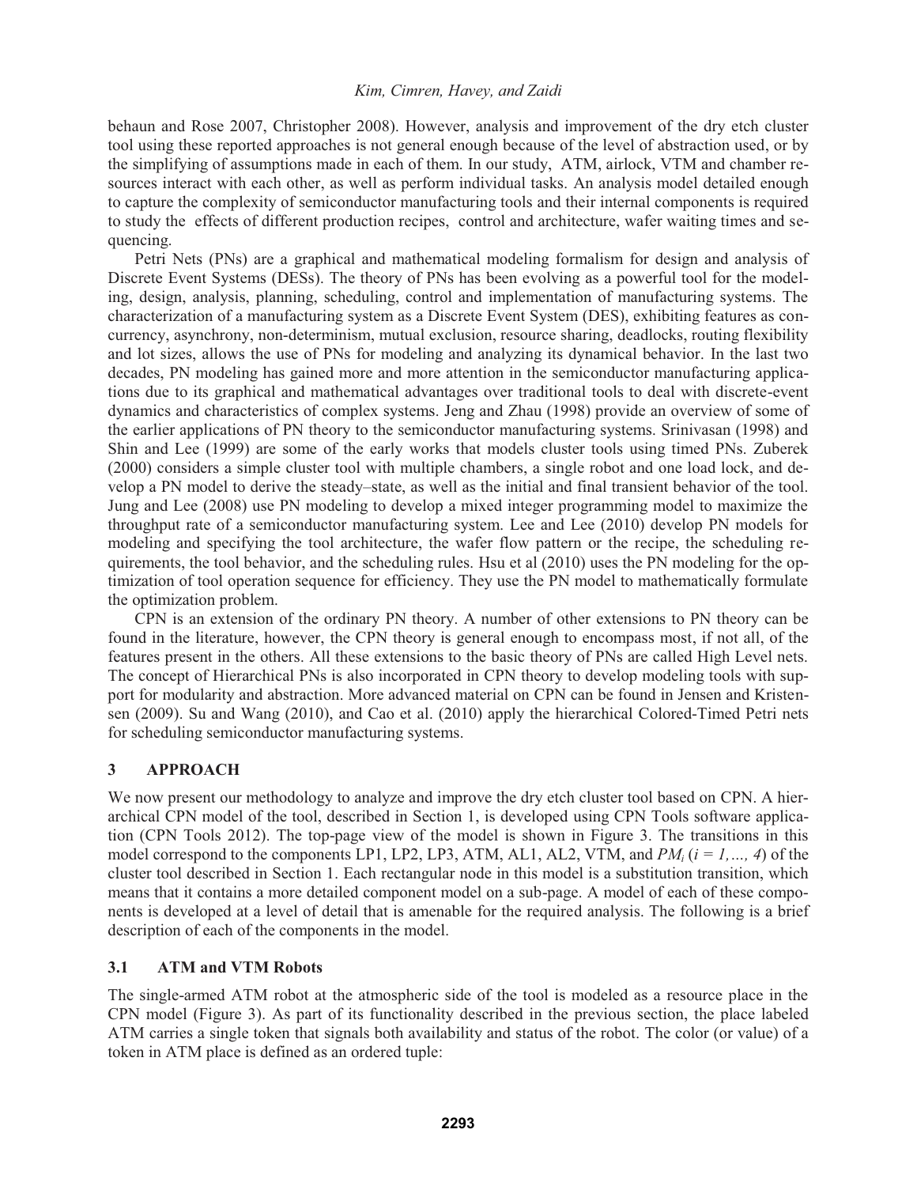behaun and Rose 2007, Christopher 2008). However, analysis and improvement of the dry etch cluster tool using these reported approaches is not general enough because of the level of abstraction used, or by the simplifying of assumptions made in each of them. In our study, ATM, airlock, VTM and chamber resources interact with each other, as well as perform individual tasks. An analysis model detailed enough to capture the complexity of semiconductor manufacturing tools and their internal components is required to study the effects of different production recipes, control and architecture, wafer waiting times and sequencing.

Petri Nets (PNs) are a graphical and mathematical modeling formalism for design and analysis of Discrete Event Systems (DESs). The theory of PNs has been evolving as a powerful tool for the modeling, design, analysis, planning, scheduling, control and implementation of manufacturing systems. The characterization of a manufacturing system as a Discrete Event System (DES), exhibiting features as concurrency, asynchrony, non-determinism, mutual exclusion, resource sharing, deadlocks, routing flexibility and lot sizes, allows the use of PNs for modeling and analyzing its dynamical behavior. In the last two decades, PN modeling has gained more and more attention in the semiconductor manufacturing applications due to its graphical and mathematical advantages over traditional tools to deal with discrete-event dynamics and characteristics of complex systems. Jeng and Zhau (1998) provide an overview of some of the earlier applications of PN theory to the semiconductor manufacturing systems. Srinivasan (1998) and Shin and Lee (1999) are some of the early works that models cluster tools using timed PNs. Zuberek (2000) considers a simple cluster tool with multiple chambers, a single robot and one load lock, and develop a PN model to derive the steady–state, as well as the initial and final transient behavior of the tool. Jung and Lee (2008) use PN modeling to develop a mixed integer programming model to maximize the throughput rate of a semiconductor manufacturing system. Lee and Lee (2010) develop PN models for modeling and specifying the tool architecture, the wafer flow pattern or the recipe, the scheduling requirements, the tool behavior, and the scheduling rules. Hsu et al (2010) uses the PN modeling for the optimization of tool operation sequence for efficiency. They use the PN model to mathematically formulate the optimization problem.

CPN is an extension of the ordinary PN theory. A number of other extensions to PN theory can be found in the literature, however, the CPN theory is general enough to encompass most, if not all, of the features present in the others. All these extensions to the basic theory of PNs are called High Level nets. The concept of Hierarchical PNs is also incorporated in CPN theory to develop modeling tools with support for modularity and abstraction. More advanced material on CPN can be found in Jensen and Kristensen (2009). Su and Wang (2010), and Cao et al. (2010) apply the hierarchical Colored-Timed Petri nets for scheduling semiconductor manufacturing systems.

## 3 APPROACH

We now present our methodology to analyze and improve the dry etch cluster tool based on CPN. A hierarchical CPN model of the tool, described in Section 1, is developed using CPN Tools software application (CPN Tools 2012). The top-page view of the model is shown in Figure 3. The transitions in this model correspond to the components LP1, LP2, LP3, ATM, AL1, AL2, VTM, and $PM_i$ ($i = 1, \ldots, 4$) of the cluster tool described in Section 1. Each rectangular node in this model is a substitution transition, which means that it contains a more detailed component model on a sub-page. A model of each of these components is developed at a level of detail that is amenable for the required analysis. The following is a brief description of each of the components in the model.

### 3.1 ATM and VTM Robots

The single-armed ATM robot at the atmospheric side of the tool is modeled as a resource place in the CPN model (Figure 3). As part of its functionality described in the previous section, the place labeled ATM carries a single token that signals both availability and status of the robot. The color (or value) of a token in ATM place is defined as an ordered tuple: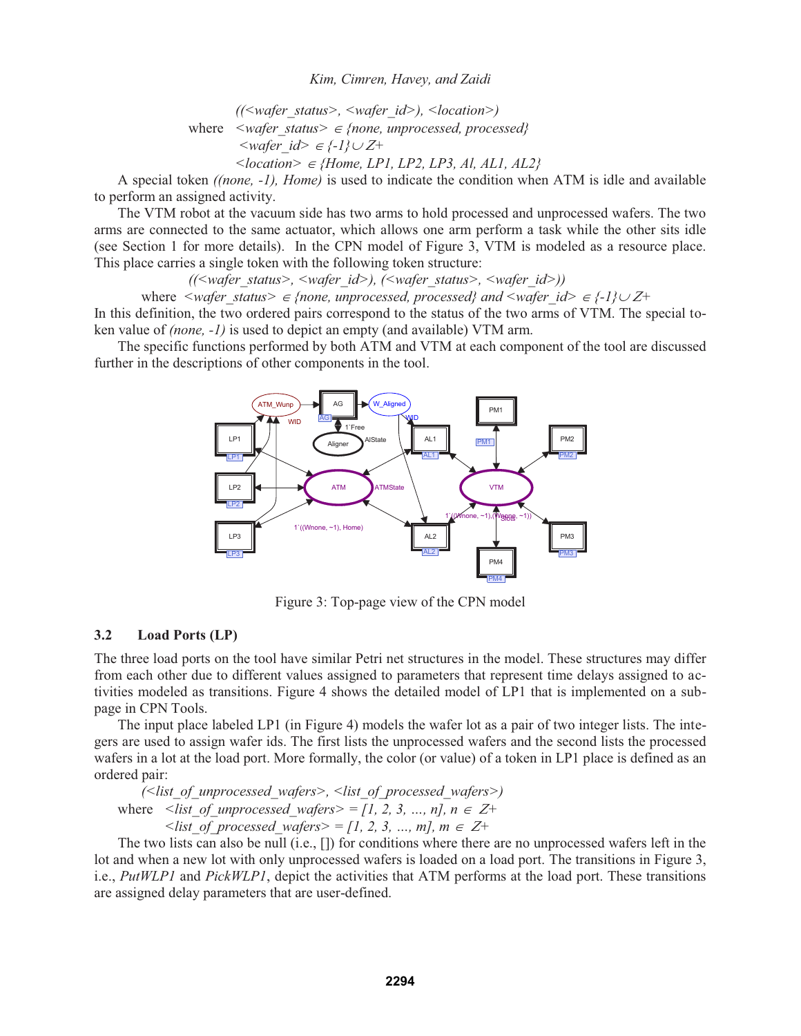$$((\text{<wafer\_status>}, \text{<wafer\_id>}), \text{<location>})$$

where $\text{<wafer\_status>} \in \{none, unprocessed, processed\}$
$\text{<wafer\_id>} \in \{-1\} \cup Z+$
$\text{<location>} \in \{Home, LP1, LP2, LP3, Al, AL1, AL2\}$

A special token *((none, -1), Home)* is used to indicate the condition when ATM is idle and available to perform an assigned activity.

The VTM robot at the vacuum side has two arms to hold processed and unprocessed wafers. The two arms are connected to the same actuator, which allows one arm perform a task while the other sits idle (see Section 1 for more details). In the CPN model of Figure 3, VTM is modeled as a resource place. This place carries a single token with the following token structure:

$$((\text{<wafer\_status>}, \text{<wafer\_id>}), (\text{<wafer\_status>}, \text{<wafer\_id>}))$$

where $\text{<wafer\_status>} \in \{none, unprocessed, processed\}$ and $\text{<wafer\_id>} \in \{-1\} \cup Z+$

In this definition, the two ordered pairs correspond to the status of the two arms of VTM. The special token value of *(none, -1)* is used to depict an empty (and available) VTM arm.

The specific functions performed by both ATM and VTM at each component of the tool are discussed further in the descriptions of other components in the tool.

Figure 3: Top-page view of the CPN model

## 3.2 Load Ports (LP)

The three load ports on the tool have similar Petri net structures in the model. These structures may differ from each other due to different values assigned to parameters that represent time delays assigned to activities modeled as transitions. Figure 4 shows the detailed model of LP1 that is implemented on a subpage in CPN Tools.

The input place labeled LP1 (in Figure 4) models the wafer lot as a pair of two integer lists. The integers are used to assign wafer ids. The first lists the unprocessed wafers and the second lists the processed wafers in a lot at the load port. More formally, the color (or value) of a token in LP1 place is defined as an ordered pair:

$$(\text{<list\_of\_unprocessed\_wafers>}, \text{<list\_of\_processed\_wafers>})$$

where $\text{<list\_of\_unprocessed\_wafers>} = [1, 2, 3, \ldots, n], n \in Z+$
$\text{<list\_of\_processed\_wafers>} = [1, 2, 3, \ldots, m], m \in Z+$

The two lists can also be null (i.e., []) for conditions where there are no unprocessed wafers left in the lot and when a new lot with only unprocessed wafers is loaded on a load port. The transitions in Figure 3, i.e., *PutWLP1* and *PickWLP1*, depict the activities that ATM performs at the load port. These transitions are assigned delay parameters that are user-defined.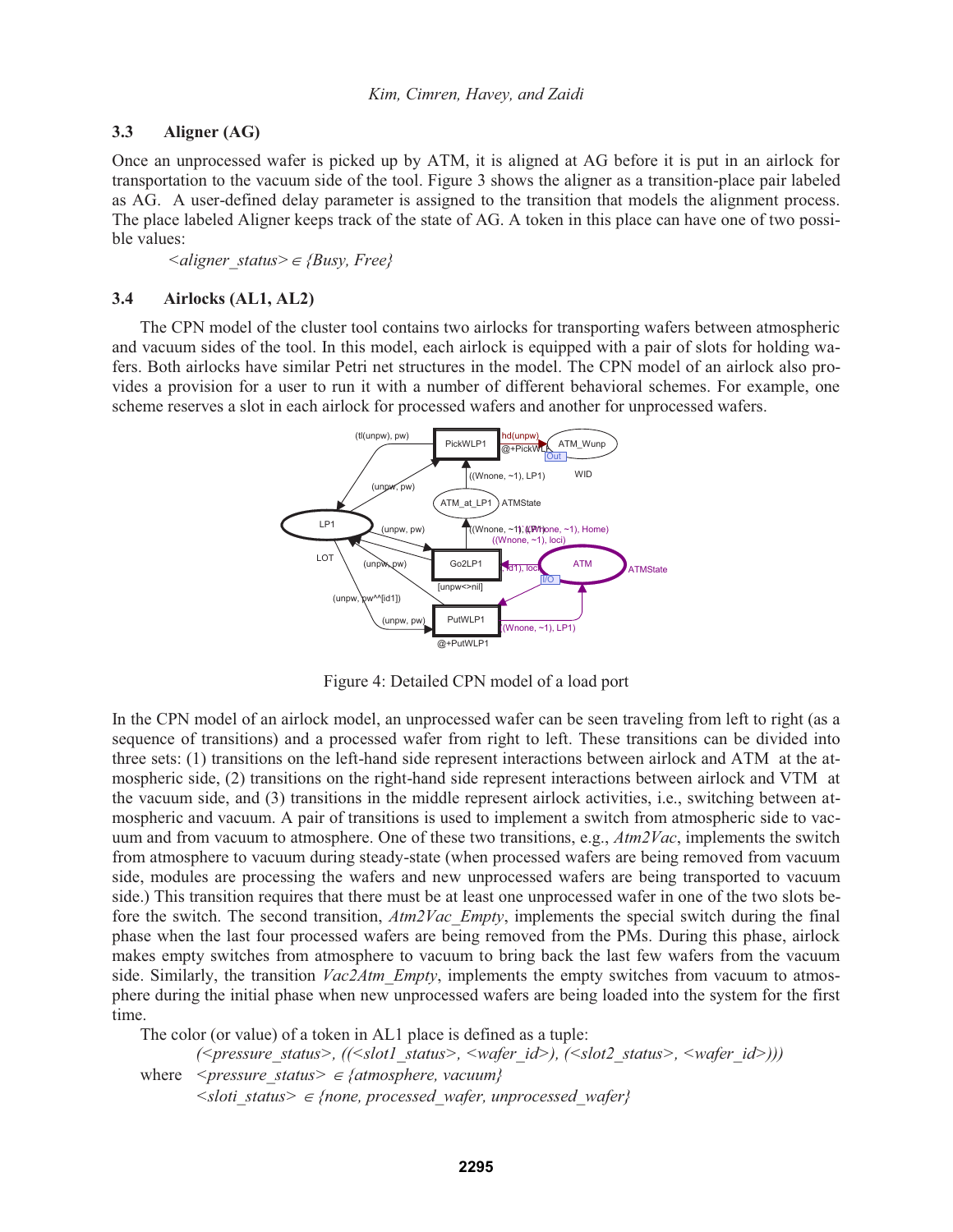### 3.3 Aligner (AG)

Once an unprocessed wafer is picked up by ATM, it is aligned at AG before it is put in an airlock for transportation to the vacuum side of the tool. Figure 3 shows the aligner as a transition-place pair labeled as AG. A user-defined delay parameter is assigned to the transition that models the alignment process. The place labeled Aligner keeps track of the state of AG. A token in this place can have one of two possible values:

*<aligner_status>* $\in$ *{Busy, Free}*

### 3.4 Airlocks (AL1, AL2)

The CPN model of the cluster tool contains two airlocks for transporting wafers between atmospheric and vacuum sides of the tool. In this model, each airlock is equipped with a pair of slots for holding wafers. Both airlocks have similar Petri net structures in the model. The CPN model of an airlock also provides a provision for a user to run it with a number of different behavioral schemes. For example, one scheme reserves a slot in each airlock for processed wafers and another for unprocessed wafers.

Figure 4: Detailed CPN model of a load port

In the CPN model of an airlock model, an unprocessed wafer can be seen traveling from left to right (as a sequence of transitions) and a processed wafer from right to left. These transitions can be divided into three sets: (1) transitions on the left-hand side represent interactions between airlock and ATM at the atmospheric side, (2) transitions on the right-hand side represent interactions between airlock and VTM at the vacuum side, and (3) transitions in the middle represent airlock activities, i.e., switching between atmospheric and vacuum. A pair of transitions is used to implement a switch from atmospheric side to vacuum and from vacuum to atmosphere. One of these two transitions, e.g., *Atm2Vac*, implements the switch from atmosphere to vacuum during steady-state (when processed wafers are being removed from vacuum side, modules are processing the wafers and new unprocessed wafers are being transported to vacuum side.) This transition requires that there must be at least one unprocessed wafer in one of the two slots before the switch. The second transition, *Atm2Vac_Empty*, implements the special switch during the final phase when the last four processed wafers are being removed from the PMs. During this phase, airlock makes empty switches from atmosphere to vacuum to bring back the last few wafers from the vacuum side. Similarly, the transition *Vac2Atm_Empty*, implements the empty switches from vacuum to atmosphere during the initial phase when new unprocessed wafers are being loaded into the system for the first time.

The color (or value) of a token in AL1 place is defined as a tuple:

*(<pressure_status>, ((<slot1_status>, <wafer_id>), (<slot2_status>, <wafer_id>)))*

where *<pressure_status>* $\in$ *{atmosphere, vacuum}*

*<sloti_status>* $\in$ *{none, processed_wafer, unprocessed_wafer}*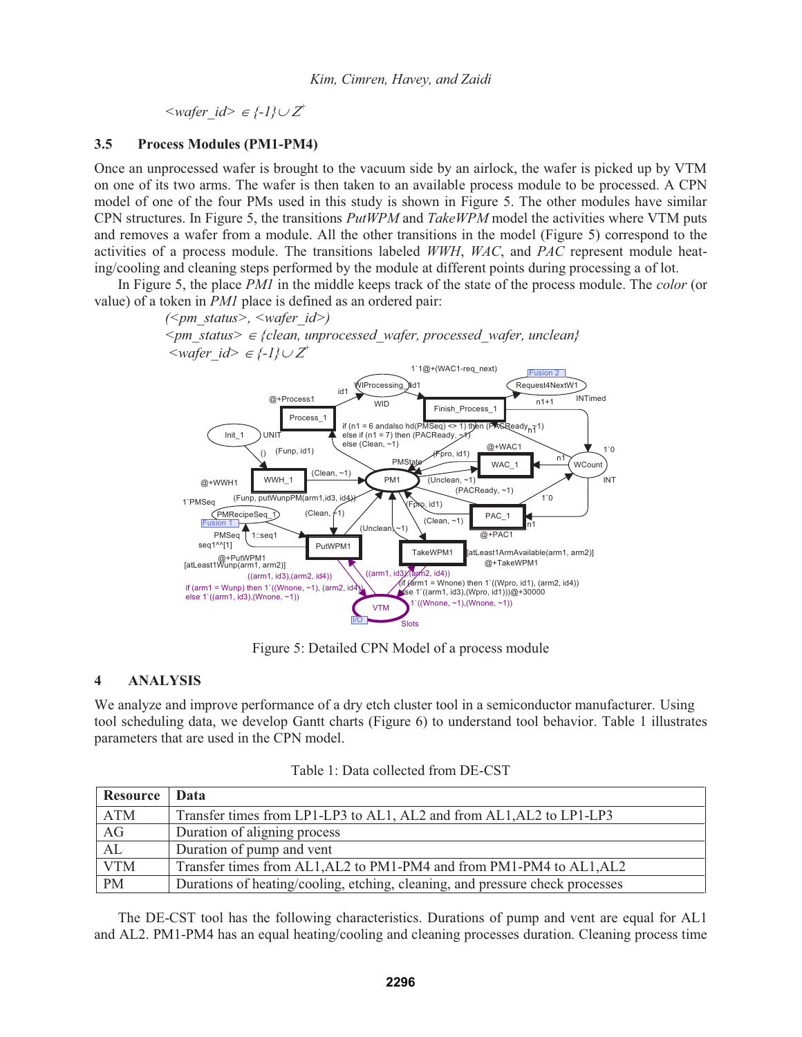$<wafer\_id> \in \{-1\} \cup Z^+$

## 3.5 Process Modules (PM1-PM4)

Once an unprocessed wafer is brought to the vacuum side by an airlock, the wafer is picked up by VTM on one of its two arms. The wafer is then taken to an available process module to be processed. A CPN model of one of the four PMs used in this study is shown in Figure 5. The other modules have similar CPN structures. In Figure 5, the transitions *PutWPM* and *TakeWPM* model the activities where VTM puts and removes a wafer from a module. All the other transitions in the model (Figure 5) correspond to the activities of a process module. The transitions labeled *WWH*, *WAC*, and *PAC* represent module heating/cooling and cleaning steps performed by the module at different points during processing a of lot.

In Figure 5, the place *PM1* in the middle keeps track of the state of the process module. The *color* (or value) of a token in *PM1* place is defined as an ordered pair:

$(<pm\_status>, <wafer\_id>)$

$<pm\_status> \in \{clean, unprocessed\_wafer, processed\_wafer, unclean\}$

$<wafer\_id> \in \{-1\} \cup Z^+$

Figure 5: Detailed CPN Model of a process module

# 4 ANALYSIS

We analyze and improve performance of a dry etch cluster tool in a semiconductor manufacturer. Using tool scheduling data, we develop Gantt charts (Figure 6) to understand tool behavior. Table 1 illustrates parameters that are used in the CPN model.

Table 1: Data collected from DE-CST

| Resource | Data |
|---|---|
| ATM | Transfer times from LP1-LP3 to AL1, AL2 and from AL1,AL2 to LP1-LP3 |
| AG | Duration of aligning process |
| AL | Duration of pump and vent |
| VTM | Transfer times from AL1,AL2 to PM1-PM4 and from PM1-PM4 to AL1,AL2 |
| PM | Durations of heating/cooling, etching, cleaning, and pressure check processes |

The DE-CST tool has the following characteristics. Durations of pump and vent are equal for AL1 and AL2. PM1-PM4 has an equal heating/cooling and cleaning processes duration. Cleaning process time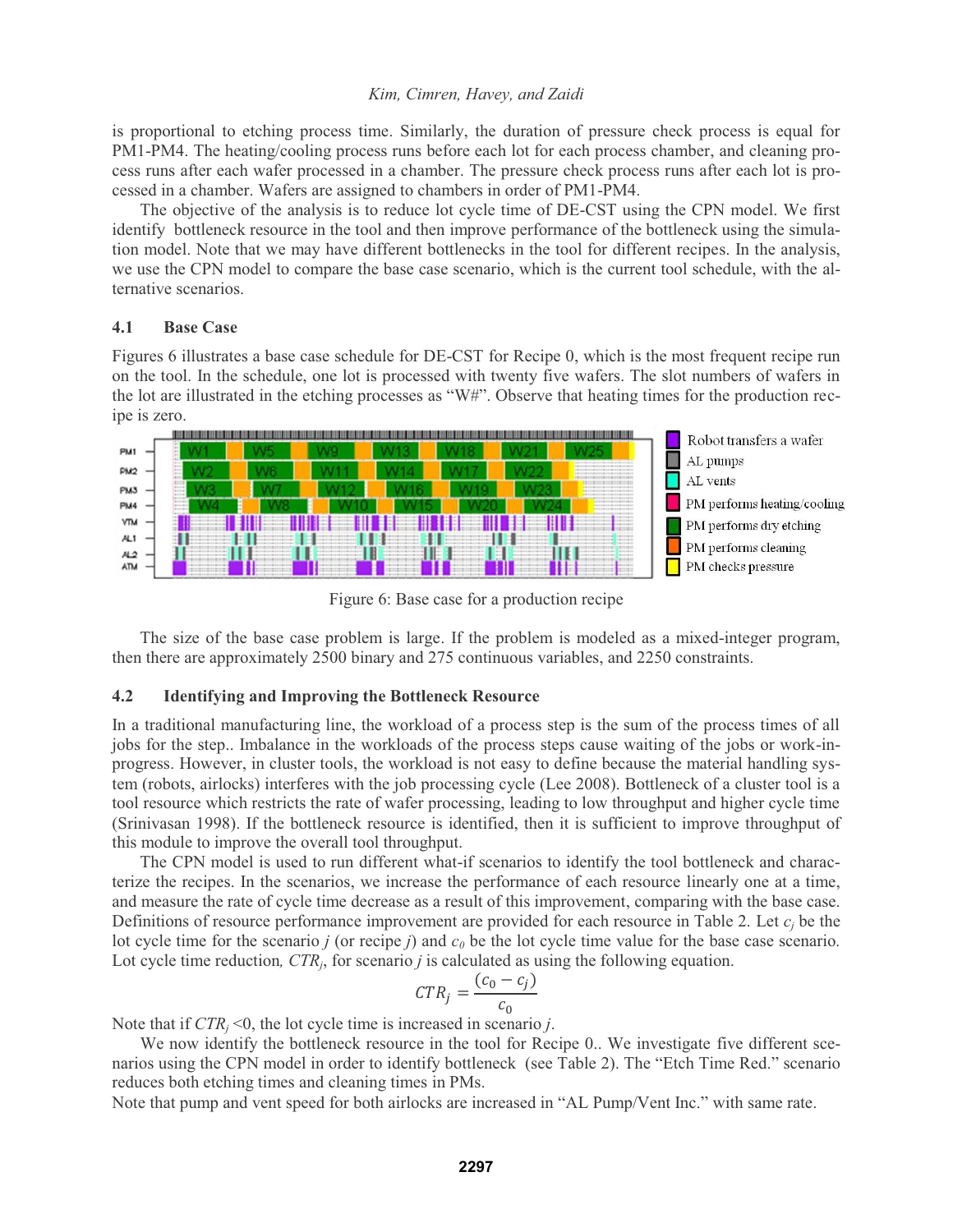is proportional to etching process time. Similarly, the duration of pressure check process is equal for PM1-PM4. The heating/cooling process runs before each lot for each process chamber, and cleaning process runs after each wafer processed in a chamber. The pressure check process runs after each lot is processed in a chamber. Wafers are assigned to chambers in order of PM1-PM4.

The objective of the analysis is to reduce lot cycle time of DE-CST using the CPN model. We first identify bottleneck resource in the tool and then improve performance of the bottleneck using the simulation model. Note that we may have different bottlenecks in the tool for different recipes. In the analysis, we use the CPN model to compare the base case scenario, which is the current tool schedule, with the alternative scenarios.

### 4.1 Base Case

Figures 6 illustrates a base case schedule for DE-CST for Recipe 0, which is the most frequent recipe run on the tool. In the schedule, one lot is processed with twenty five wafers. The slot numbers of wafers in the lot are illustrated in the etching processes as "W#". Observe that heating times for the production recipe is zero.

Figure 6: Base case for a production recipe

The size of the base case problem is large. If the problem is modeled as a mixed-integer program, then there are approximately 2500 binary and 275 continuous variables, and 2250 constraints.

### 4.2 Identifying and Improving the Bottleneck Resource

In a traditional manufacturing line, the workload of a process step is the sum of the process times of all jobs for the step.. Imbalance in the workloads of the process steps cause waiting of the jobs or work-in-progress. However, in cluster tools, the workload is not easy to define because the material handling system (robots, airlocks) interferes with the job processing cycle (Lee 2008). Bottleneck of a cluster tool is a tool resource which restricts the rate of wafer processing, leading to low throughput and higher cycle time (Srinivasan 1998). If the bottleneck resource is identified, then it is sufficient to improve throughput of this module to improve the overall tool throughput.

The CPN model is used to run different what-if scenarios to identify the tool bottleneck and characterize the recipes. In the scenarios, we increase the performance of each resource linearly one at a time, and measure the rate of cycle time decrease as a result of this improvement, comparing with the base case. Definitions of resource performance improvement are provided for each resource in Table 2. Let $c_j$ be the lot cycle time for the scenario $j$ (or recipe $j$) and $c_0$ be the lot cycle time value for the base case scenario. Lot cycle time reduction, $CTR_j$, for scenario $j$ is calculated as using the following equation.

$$CTR_j = \frac{(c_0 - c_j)}{c_0}$$

Note that if $CTR_j < 0$, the lot cycle time is increased in scenario $j$.

We now identify the bottleneck resource in the tool for Recipe 0.. We investigate five different scenarios using the CPN model in order to identify bottleneck (see Table 2). The "Etch Time Red." scenario reduces both etching times and cleaning times in PMs.

Note that pump and vent speed for both airlocks are increased in "AL Pump/Vent Inc." with same rate.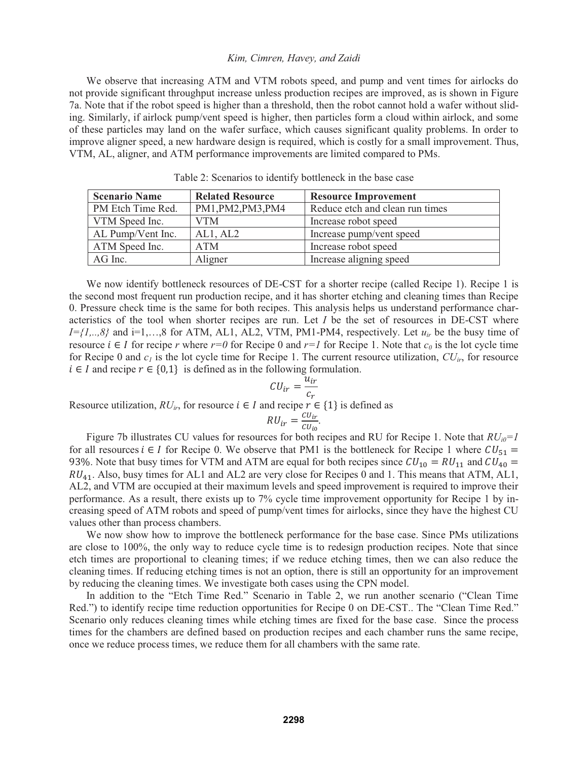We observe that increasing ATM and VTM robots speed, and pump and vent times for airlocks do not provide significant throughput increase unless production recipes are improved, as is shown in Figure 7a. Note that if the robot speed is higher than a threshold, then the robot cannot hold a wafer without sliding. Similarly, if airlock pump/vent speed is higher, then particles form a cloud within airlock, and some of these particles may land on the wafer surface, which causes significant quality problems. In order to improve aligner speed, a new hardware design is required, which is costly for a small improvement. Thus, VTM, AL, aligner, and ATM performance improvements are limited compared to PMs.

Table 2: Scenarios to identify bottleneck in the base case

| Scenario Name | Related Resource | Resource Improvement |
|---|---|---|
| PM Etch Time Red. | PM1,PM2,PM3,PM4 | Reduce etch and clean run times |
| VTM Speed Inc. | VTM | Increase robot speed |
| AL Pump/Vent Inc. | AL1, AL2 | Increase pump/vent speed |
| ATM Speed Inc. | ATM | Increase robot speed |
| AG Inc. | Aligner | Increase aligning speed |

We now identify bottleneck resources of DE-CST for a shorter recipe (called Recipe 1). Recipe 1 is the second most frequent run production recipe, and it has shorter etching and cleaning times than Recipe 0. Pressure check time is the same for both recipes. This analysis helps us understand performance characteristics of the tool when shorter recipes are run. Let $I$ be the set of resources in DE-CST where $I=\{1,..,8\}$ and i=1,…,8 for ATM, AL1, AL2, VTM, PM1-PM4, respectively. Let $u_{ir}$ be the busy time of resource $i \in I$ for recipe $r$ where $r=0$ for Recipe 0 and $r=1$ for Recipe 1. Note that $c_0$ is the lot cycle time for Recipe 0 and $c_1$ is the lot cycle time for Recipe 1. The current resource utilization, $CU_{ir}$, for resource $i \in I$ and recipe $r \in \{0,1\}$ is defined as in the following formulation.

$$CU_{ir} = \frac{u_{ir}}{c_r}$$

Resource utilization, $RU_{ir}$, for resource $i \in I$ and recipe $r \in \{1\}$ is defined as

$$RU_{ir} = \frac{CU_{ir}}{CU_{i0}}.$$

Figure 7b illustrates CU values for resources for both recipes and RU for Recipe 1. Note that $RU_{i0}=1$ for all resources $i \in I$ for Recipe 0. We observe that PM1 is the bottleneck for Recipe 1 where $CU_{51} =$ 93%. Note that busy times for VTM and ATM are equal for both recipes since $CU_{10} = RU_{11}$ and $CU_{40} = RU_{41}$. Also, busy times for AL1 and AL2 are very close for Recipes 0 and 1. This means that ATM, AL1, AL2, and VTM are occupied at their maximum levels and speed improvement is required to improve their performance. As a result, there exists up to 7% cycle time improvement opportunity for Recipe 1 by increasing speed of ATM robots and speed of pump/vent times for airlocks, since they have the highest CU values other than process chambers.

We now show how to improve the bottleneck performance for the base case. Since PMs utilizations are close to 100%, the only way to reduce cycle time is to redesign production recipes. Note that since etch times are proportional to cleaning times; if we reduce etching times, then we can also reduce the cleaning times. If reducing etching times is not an option, there is still an opportunity for an improvement by reducing the cleaning times. We investigate both cases using the CPN model.

In addition to the "Etch Time Red." Scenario in Table 2, we run another scenario ("Clean Time Red.") to identify recipe time reduction opportunities for Recipe 0 on DE-CST.. The "Clean Time Red." Scenario only reduces cleaning times while etching times are fixed for the base case. Since the process times for the chambers are defined based on production recipes and each chamber runs the same recipe, once we reduce process times, we reduce them for all chambers with the same rate.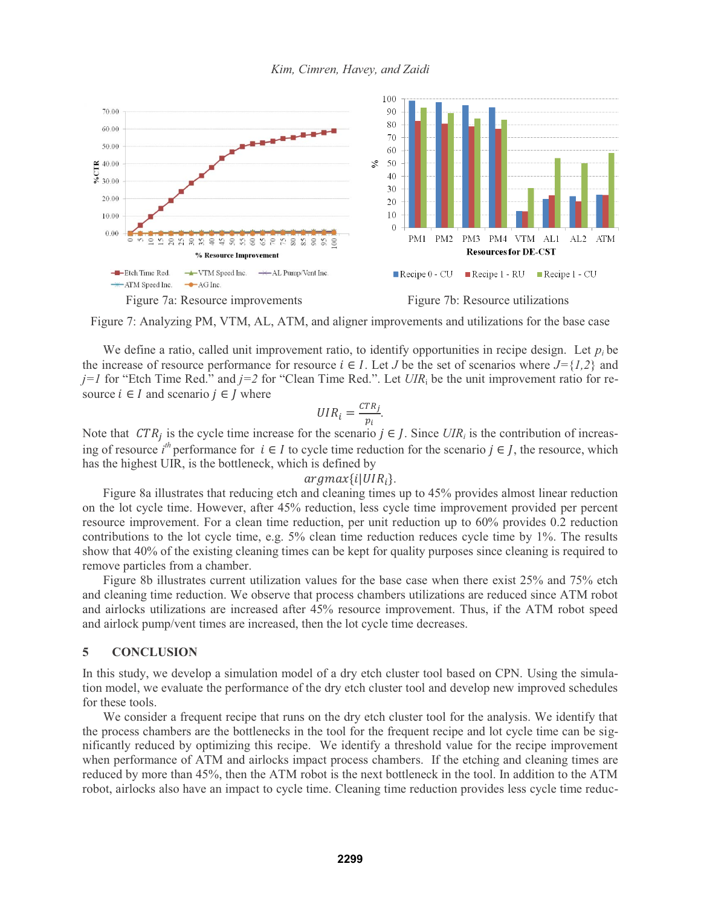Figure 7a: Resource improvements

Figure 7b: Resource utilizations

Figure 7: Analyzing PM, VTM, AL, ATM, and aligner improvements and utilizations for the base case

We define a ratio, called unit improvement ratio, to identify opportunities in recipe design. Let $p_i$ be the increase of resource performance for resource $i \in I$. Let $J$ be the set of scenarios where $J=\{1,2\}$ and $j=1$ for "Etch Time Red." and $j=2$ for "Clean Time Red.". Let $UIR_i$ be the unit improvement ratio for resource $i \in I$ and scenario $j \in J$ where

$$UIR_i = \frac{CTR_j}{p_i}.$$

Note that $CTR_j$ is the cycle time increase for the scenario $j \in J$. Since $UIR_i$ is the contribution of increasing of resource $i^{th}$ performance for $i \in I$ to cycle time reduction for the scenario $j \in J$, the resource, which has the highest UIR, is the bottleneck, which is defined by

$$argmax\{i|UIR_i\}.$$

Figure 8a illustrates that reducing etch and cleaning times up to 45% provides almost linear reduction on the lot cycle time. However, after 45% reduction, less cycle time improvement provided per percent resource improvement. For a clean time reduction, per unit reduction up to 60% provides 0.2 reduction contributions to the lot cycle time, e.g. 5% clean time reduction reduces cycle time by 1%. The results show that 40% of the existing cleaning times can be kept for quality purposes since cleaning is required to remove particles from a chamber.

Figure 8b illustrates current utilization values for the base case when there exist 25% and 75% etch and cleaning time reduction. We observe that process chambers utilizations are reduced since ATM robot and airlocks utilizations are increased after 45% resource improvement. Thus, if the ATM robot speed and airlock pump/vent times are increased, then the lot cycle time decreases.

## 5 CONCLUSION

In this study, we develop a simulation model of a dry etch cluster tool based on CPN. Using the simulation model, we evaluate the performance of the dry etch cluster tool and develop new improved schedules for these tools.

We consider a frequent recipe that runs on the dry etch cluster tool for the analysis. We identify that the process chambers are the bottlenecks in the tool for the frequent recipe and lot cycle time can be significantly reduced by optimizing this recipe. We identify a threshold value for the recipe improvement when performance of ATM and airlocks impact process chambers. If the etching and cleaning times are reduced by more than 45%, then the ATM robot is the next bottleneck in the tool. In addition to the ATM robot, airlocks also have an impact to cycle time. Cleaning time reduction provides less cycle time reduc-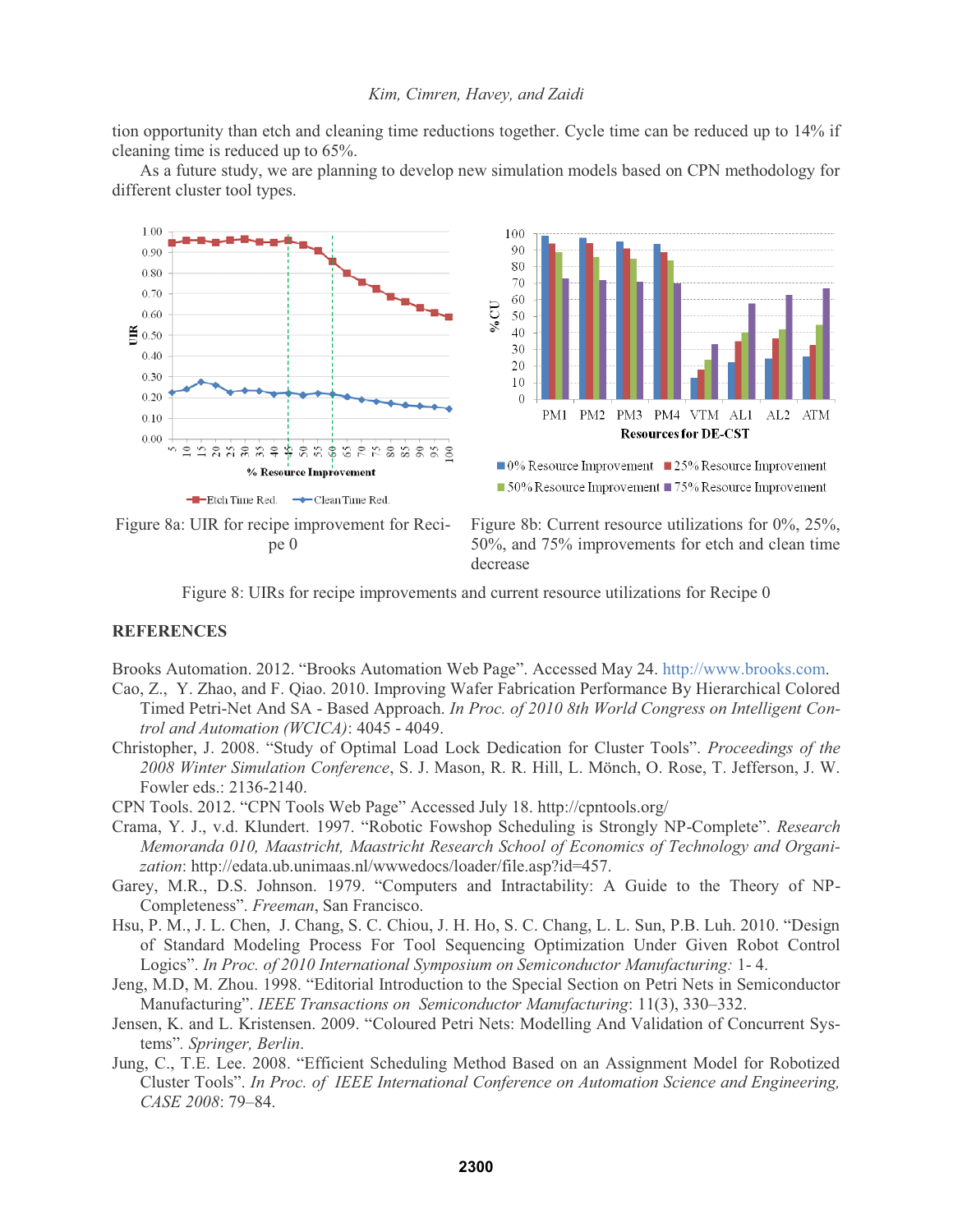tion opportunity than etch and cleaning time reductions together. Cycle time can be reduced up to 14% if cleaning time is reduced up to 65%.

As a future study, we are planning to develop new simulation models based on CPN methodology for different cluster tool types.

Figure 8a: UIR for recipe improvement for Recipe 0

Figure 8b: Current resource utilizations for 0%, 25%, 50%, and 75% improvements for etch and clean time decrease

Figure 8: UIRs for recipe improvements and current resource utilizations for Recipe 0

## REFERENCES

Brooks Automation. 2012. "Brooks Automation Web Page". Accessed May 24. http://www.brooks.com.

Cao, Z., Y. Zhao, and F. Qiao. 2010. Improving Wafer Fabrication Performance By Hierarchical Colored Timed Petri-Net And SA - Based Approach. *In Proc. of 2010 8th World Congress on Intelligent Control and Automation (WCICA)*: 4045 - 4049.

Christopher, J. 2008. "Study of Optimal Load Lock Dedication for Cluster Tools". *Proceedings of the 2008 Winter Simulation Conference*, S. J. Mason, R. R. Hill, L. Mönch, O. Rose, T. Jefferson, J. W. Fowler eds.: 2136-2140.

CPN Tools. 2012. "CPN Tools Web Page" Accessed July 18. http://cpntools.org/

Crama, Y. J., v.d. Klundert. 1997. "Robotic Fowshop Scheduling is Strongly NP-Complete". *Research Memoranda 010, Maastricht, Maastricht Research School of Economics of Technology and Organization*: http://edata.ub.unimaas.nl/wwwedocs/loader/file.asp?id=457.

Garey, M.R., D.S. Johnson. 1979. "Computers and Intractability: A Guide to the Theory of NP-Completeness". *Freeman*, San Francisco.

Hsu, P. M., J. L. Chen, J. Chang, S. C. Chiou, J. H. Ho, S. C. Chang, L. L. Sun, P.B. Luh. 2010. "Design of Standard Modeling Process For Tool Sequencing Optimization Under Given Robot Control Logics". *In Proc. of 2010 International Symposium on Semiconductor Manufacturing:* 1- 4.

Jeng, M.D, M. Zhou. 1998. "Editorial Introduction to the Special Section on Petri Nets in Semiconductor Manufacturing". *IEEE Transactions on Semiconductor Manufacturing*: 11(3), 330–332.

Jensen, K. and L. Kristensen. 2009. "Coloured Petri Nets: Modelling And Validation of Concurrent Systems". *Springer, Berlin*.

Jung, C., T.E. Lee. 2008. "Efficient Scheduling Method Based on an Assignment Model for Robotized Cluster Tools". *In Proc. of IEEE International Conference on Automation Science and Engineering, CASE 2008*: 79–84.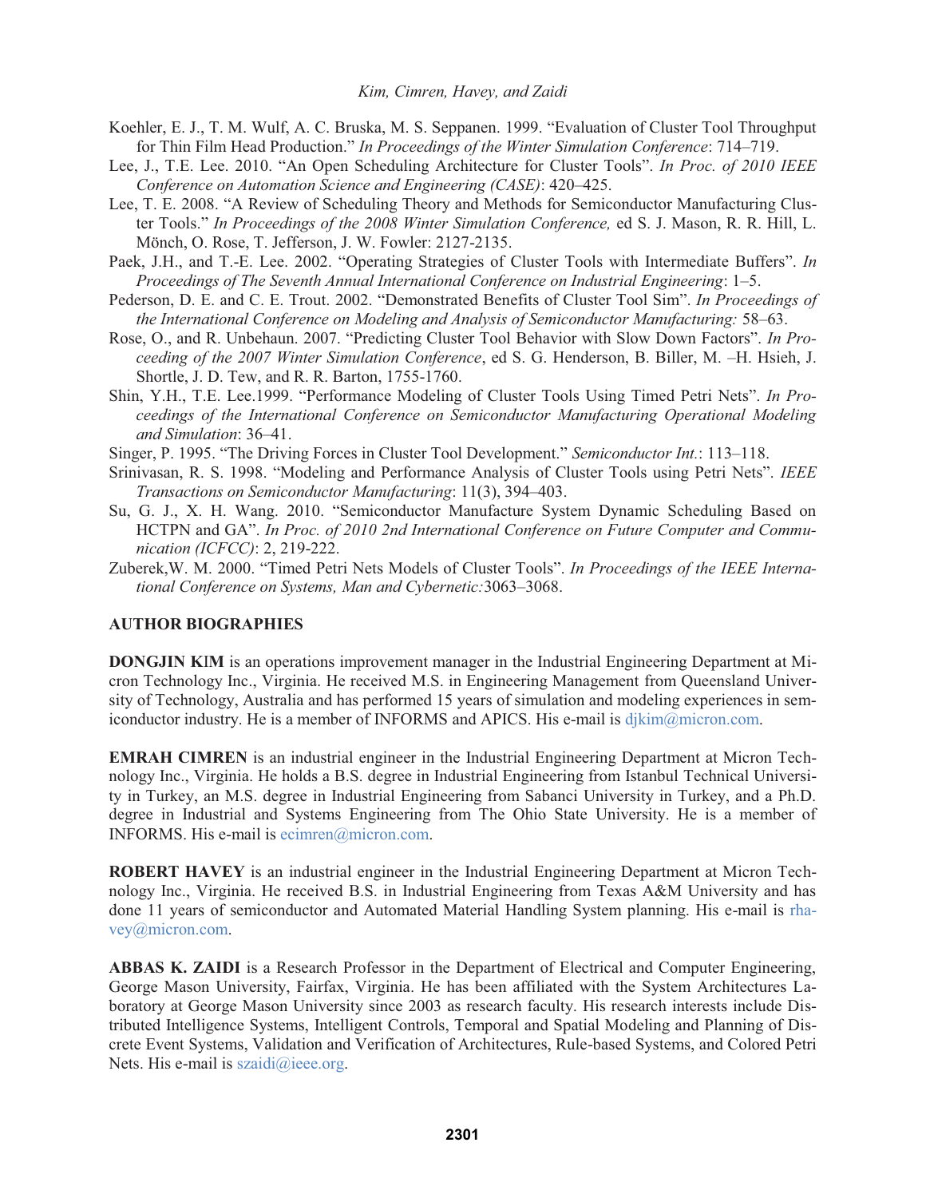Koehler, E. J., T. M. Wulf, A. C. Bruska, M. S. Seppanen. 1999. "Evaluation of Cluster Tool Throughput for Thin Film Head Production." *In Proceedings of the Winter Simulation Conference*: 714–719.

Lee, J., T.E. Lee. 2010. "An Open Scheduling Architecture for Cluster Tools". *In Proc. of 2010 IEEE Conference on Automation Science and Engineering (CASE)*: 420–425.

Lee, T. E. 2008. "A Review of Scheduling Theory and Methods for Semiconductor Manufacturing Cluster Tools." *In Proceedings of the 2008 Winter Simulation Conference,* ed S. J. Mason, R. R. Hill, L. Mönch, O. Rose, T. Jefferson, J. W. Fowler: 2127-2135.

Paek, J.H., and T.-E. Lee. 2002. "Operating Strategies of Cluster Tools with Intermediate Buffers". *In Proceedings of The Seventh Annual International Conference on Industrial Engineering*: 1–5.

Pederson, D. E. and C. E. Trout. 2002. "Demonstrated Benefits of Cluster Tool Sim". *In Proceedings of the International Conference on Modeling and Analysis of Semiconductor Manufacturing:* 58–63.

Rose, O., and R. Unbehaun. 2007. "Predicting Cluster Tool Behavior with Slow Down Factors". *In Proceeding of the 2007 Winter Simulation Conference*, ed S. G. Henderson, B. Biller, M. –H. Hsieh, J. Shortle, J. D. Tew, and R. R. Barton, 1755-1760.

Shin, Y.H., T.E. Lee.1999. "Performance Modeling of Cluster Tools Using Timed Petri Nets". *In Proceedings of the International Conference on Semiconductor Manufacturing Operational Modeling and Simulation*: 36–41.

Singer, P. 1995. "The Driving Forces in Cluster Tool Development." *Semiconductor Int.*: 113–118.

Srinivasan, R. S. 1998. "Modeling and Performance Analysis of Cluster Tools using Petri Nets". *IEEE Transactions on Semiconductor Manufacturing*: 11(3), 394–403.

Su, G. J., X. H. Wang. 2010. "Semiconductor Manufacture System Dynamic Scheduling Based on HCTPN and GA". *In Proc. of 2010 2nd International Conference on Future Computer and Communication (ICFCC)*: 2, 219-222.

Zuberek,W. M. 2000. "Timed Petri Nets Models of Cluster Tools". *In Proceedings of the IEEE International Conference on Systems, Man and Cybernetic:*3063–3068.

## AUTHOR BIOGRAPHIES

**DONGJIN KIM** is an operations improvement manager in the Industrial Engineering Department at Micron Technology Inc., Virginia. He received M.S. in Engineering Management from Queensland University of Technology, Australia and has performed 15 years of simulation and modeling experiences in semiconductor industry. He is a member of INFORMS and APICS. His e-mail is djkim@micron.com.

**EMRAH CIMREN** is an industrial engineer in the Industrial Engineering Department at Micron Technology Inc., Virginia. He holds a B.S. degree in Industrial Engineering from Istanbul Technical University in Turkey, an M.S. degree in Industrial Engineering from Sabanci University in Turkey, and a Ph.D. degree in Industrial and Systems Engineering from The Ohio State University. He is a member of INFORMS. His e-mail is ecimren@micron.com.

**ROBERT HAVEY** is an industrial engineer in the Industrial Engineering Department at Micron Technology Inc., Virginia. He received B.S. in Industrial Engineering from Texas A&M University and has done 11 years of semiconductor and Automated Material Handling System planning. His e-mail is rhavey@micron.com.

**ABBAS K. ZAIDI** is a Research Professor in the Department of Electrical and Computer Engineering, George Mason University, Fairfax, Virginia. He has been affiliated with the System Architectures Laboratory at George Mason University since 2003 as research faculty. His research interests include Distributed Intelligence Systems, Intelligent Controls, Temporal and Spatial Modeling and Planning of Discrete Event Systems, Validation and Verification of Architectures, Rule-based Systems, and Colored Petri Nets. His e-mail is szaidi@ieee.org.